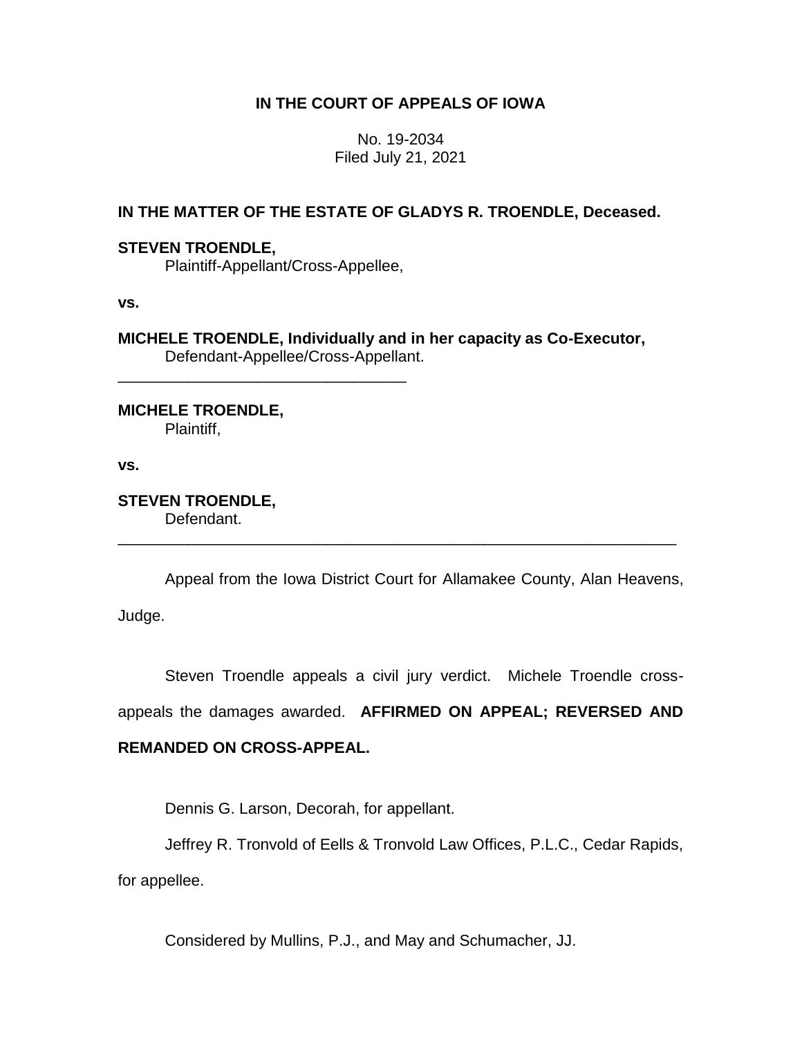# IN THE COURT OF APPEALS OF IOWA

No. 19-2034
Filed July 21, 2021

**IN THE MATTER OF THE ESTATE OF GLADYS R. TROENDLE, Deceased.**

**STEVEN TROENDLE,**
Plaintiff-Appellant/Cross-Appellee,

**vs.**

**MICHELE TROENDLE, Individually and in her capacity as Co-Executor,**
Defendant-Appellee/Cross-Appellant.

---

**MICHELE TROENDLE,**
Plaintiff,

**vs.**

**STEVEN TROENDLE,**
Defendant.

---

Appeal from the Iowa District Court for Allamakee County, Alan Heavens, Judge.

Steven Troendle appeals a civil jury verdict. Michele Troendle cross-appeals the damages awarded. **AFFIRMED ON APPEAL; REVERSED AND REMANDED ON CROSS-APPEAL.**

Dennis G. Larson, Decorah, for appellant.

Jeffrey R. Tronvold of Eells & Tronvold Law Offices, P.L.C., Cedar Rapids, for appellee.

Considered by Mullins, P.J., and May and Schumacher, JJ.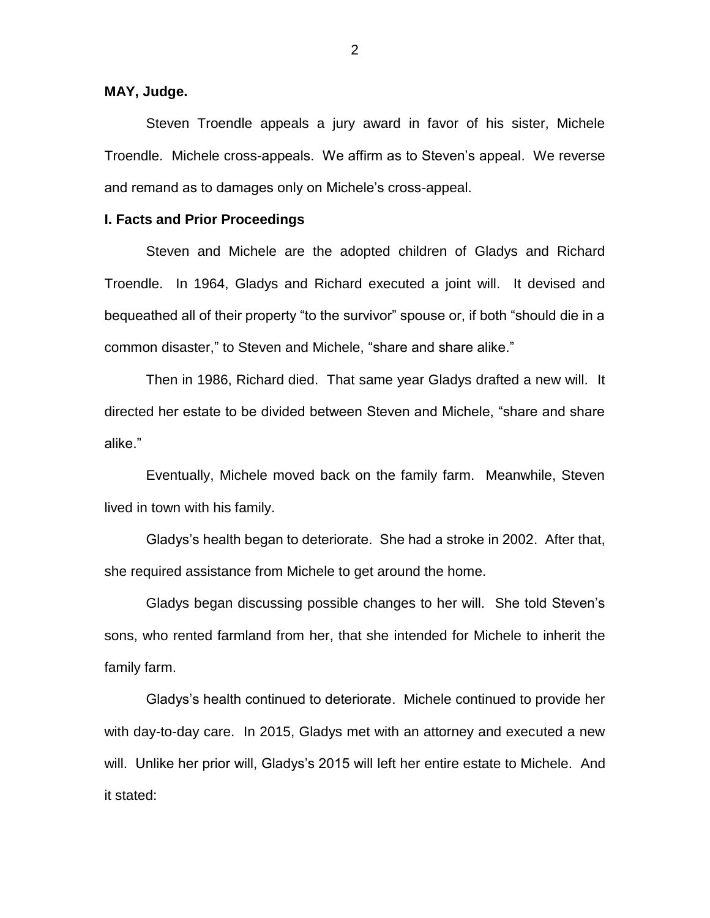**MAY, Judge.**

Steven Troendle appeals a jury award in favor of his sister, Michele Troendle. Michele cross-appeals. We affirm as to Steven's appeal. We reverse and remand as to damages only on Michele's cross-appeal.

**I. Facts and Prior Proceedings**

Steven and Michele are the adopted children of Gladys and Richard Troendle. In 1964, Gladys and Richard executed a joint will. It devised and bequeathed all of their property "to the survivor" spouse or, if both "should die in a common disaster," to Steven and Michele, "share and share alike."

Then in 1986, Richard died. That same year Gladys drafted a new will. It directed her estate to be divided between Steven and Michele, "share and share alike."

Eventually, Michele moved back on the family farm. Meanwhile, Steven lived in town with his family.

Gladys's health began to deteriorate. She had a stroke in 2002. After that, she required assistance from Michele to get around the home.

Gladys began discussing possible changes to her will. She told Steven's sons, who rented farmland from her, that she intended for Michele to inherit the family farm.

Gladys's health continued to deteriorate. Michele continued to provide her with day-to-day care. In 2015, Gladys met with an attorney and executed a new will. Unlike her prior will, Gladys's 2015 will left her entire estate to Michele. And it stated: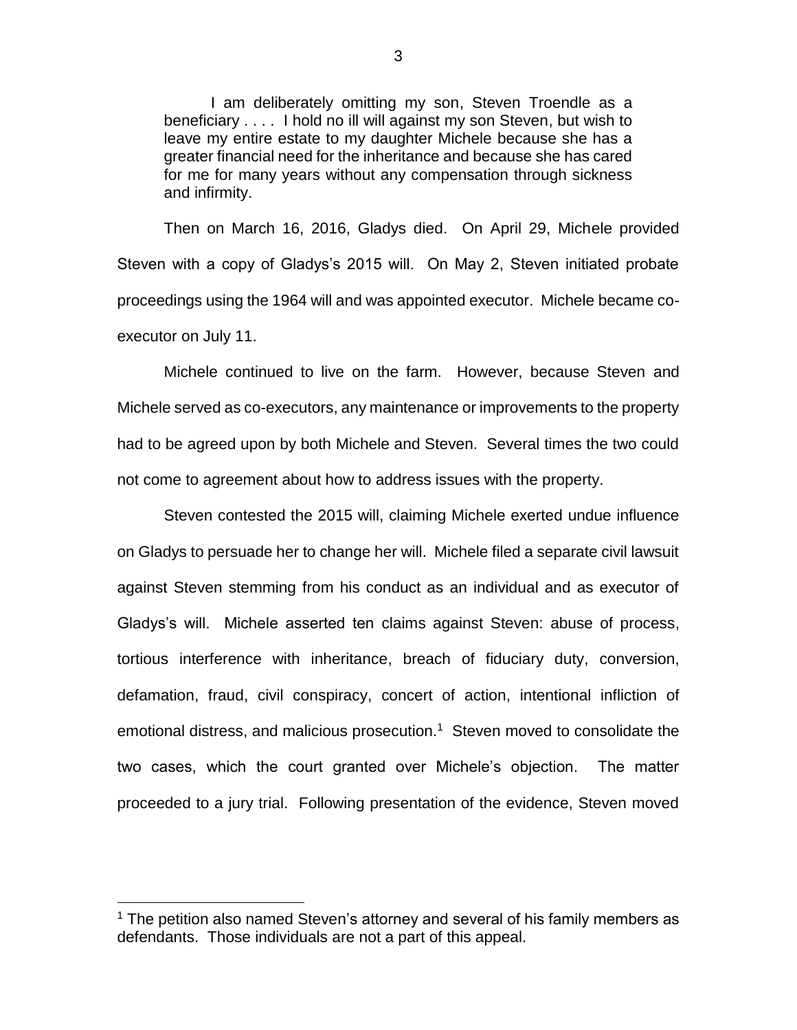> I am deliberately omitting my son, Steven Troendle as a beneficiary . . . . I hold no ill will against my son Steven, but wish to leave my entire estate to my daughter Michele because she has a greater financial need for the inheritance and because she has cared for me for many years without any compensation through sickness and infirmity.

Then on March 16, 2016, Gladys died. On April 29, Michele provided Steven with a copy of Gladys's 2015 will. On May 2, Steven initiated probate proceedings using the 1964 will and was appointed executor. Michele became co-executor on July 11.

Michele continued to live on the farm. However, because Steven and Michele served as co-executors, any maintenance or improvements to the property had to be agreed upon by both Michele and Steven. Several times the two could not come to agreement about how to address issues with the property.

Steven contested the 2015 will, claiming Michele exerted undue influence on Gladys to persuade her to change her will. Michele filed a separate civil lawsuit against Steven stemming from his conduct as an individual and as executor of Gladys's will. Michele asserted ten claims against Steven: abuse of process, tortious interference with inheritance, breach of fiduciary duty, conversion, defamation, fraud, civil conspiracy, concert of action, intentional infliction of emotional distress, and malicious prosecution.[1] Steven moved to consolidate the two cases, which the court granted over Michele's objection. The matter proceeded to a jury trial. Following presentation of the evidence, Steven moved

[1] The petition also named Steven's attorney and several of his family members as defendants. Those individuals are not a part of this appeal.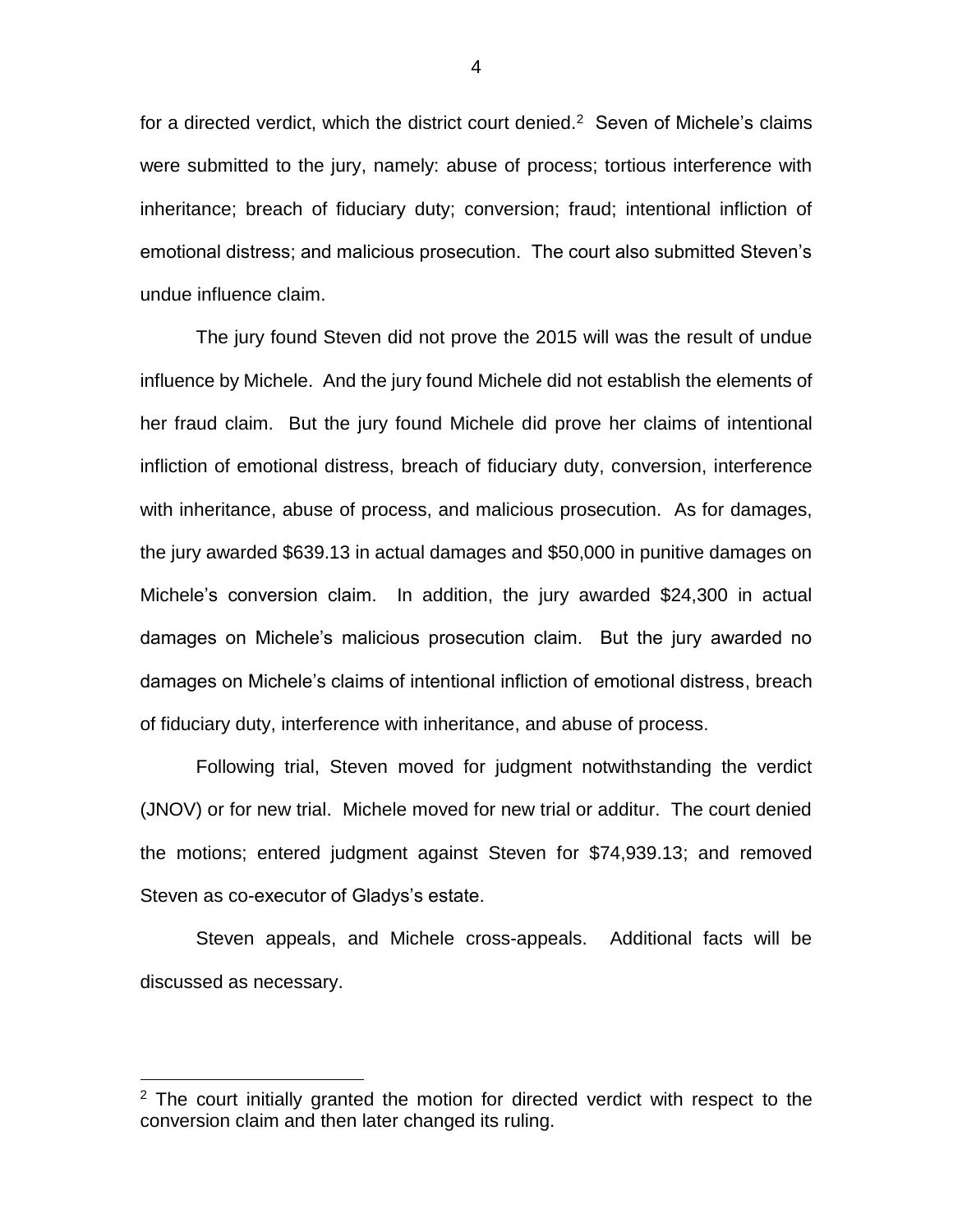for a directed verdict, which the district court denied.[2] Seven of Michele's claims were submitted to the jury, namely: abuse of process; tortious interference with inheritance; breach of fiduciary duty; conversion; fraud; intentional infliction of emotional distress; and malicious prosecution. The court also submitted Steven's undue influence claim.

The jury found Steven did not prove the 2015 will was the result of undue influence by Michele. And the jury found Michele did not establish the elements of her fraud claim. But the jury found Michele did prove her claims of intentional infliction of emotional distress, breach of fiduciary duty, conversion, interference with inheritance, abuse of process, and malicious prosecution. As for damages, the jury awarded $639.13 in actual damages and $50,000 in punitive damages on Michele's conversion claim. In addition, the jury awarded $24,300 in actual damages on Michele's malicious prosecution claim. But the jury awarded no damages on Michele's claims of intentional infliction of emotional distress, breach of fiduciary duty, interference with inheritance, and abuse of process.

Following trial, Steven moved for judgment notwithstanding the verdict (JNOV) or for new trial. Michele moved for new trial or additur. The court denied the motions; entered judgment against Steven for $74,939.13; and removed Steven as co-executor of Gladys's estate.

Steven appeals, and Michele cross-appeals. Additional facts will be discussed as necessary.

[2] The court initially granted the motion for directed verdict with respect to the conversion claim and then later changed its ruling.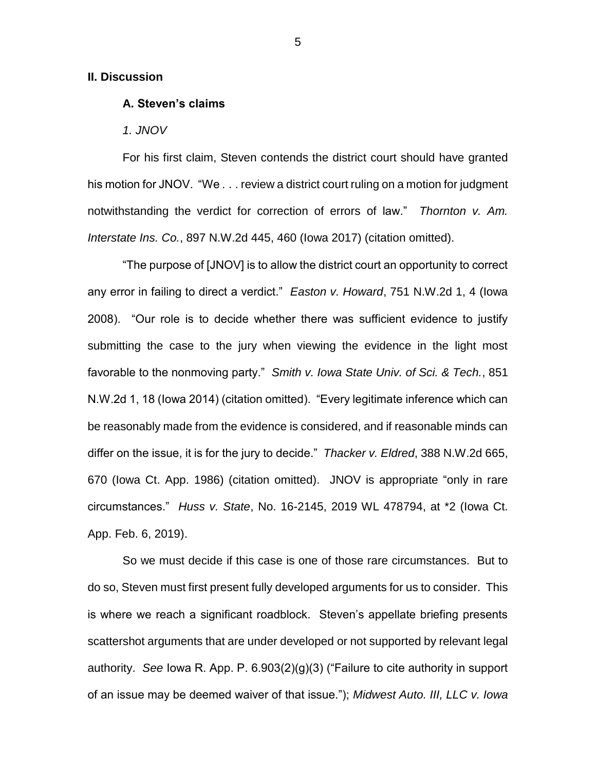## II. Discussion

### A. Steven's claims

*1. JNOV*

For his first claim, Steven contends the district court should have granted his motion for JNOV. "We . . . review a district court ruling on a motion for judgment notwithstanding the verdict for correction of errors of law." *Thornton v. Am. Interstate Ins. Co.*, 897 N.W.2d 445, 460 (Iowa 2017) (citation omitted).

"The purpose of [JNOV] is to allow the district court an opportunity to correct any error in failing to direct a verdict." *Easton v. Howard*, 751 N.W.2d 1, 4 (Iowa 2008). "Our role is to decide whether there was sufficient evidence to justify submitting the case to the jury when viewing the evidence in the light most favorable to the nonmoving party." *Smith v. Iowa State Univ. of Sci. & Tech.*, 851 N.W.2d 1, 18 (Iowa 2014) (citation omitted). "Every legitimate inference which can be reasonably made from the evidence is considered, and if reasonable minds can differ on the issue, it is for the jury to decide." *Thacker v. Eldred*, 388 N.W.2d 665, 670 (Iowa Ct. App. 1986) (citation omitted). JNOV is appropriate "only in rare circumstances." *Huss v. State*, No. 16-2145, 2019 WL 478794, at *2 (Iowa Ct. App. Feb. 6, 2019).

So we must decide if this case is one of those rare circumstances. But to do so, Steven must first present fully developed arguments for us to consider. This is where we reach a significant roadblock. Steven's appellate briefing presents scattershot arguments that are under developed or not supported by relevant legal authority. *See* Iowa R. App. P. 6.903(2)(g)(3) ("Failure to cite authority in support of an issue may be deemed waiver of that issue."); *Midwest Auto. III, LLC v. Iowa*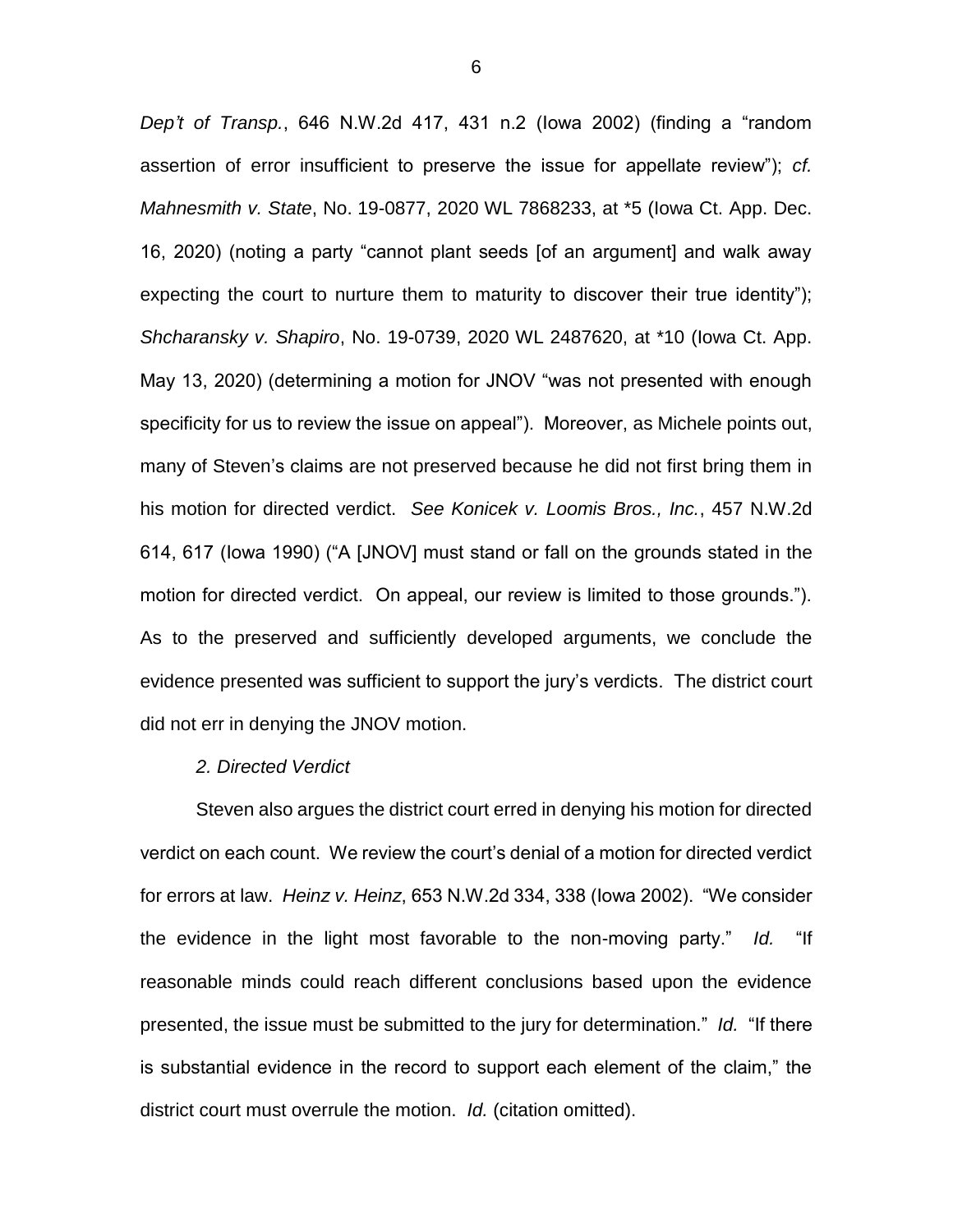*Dep't of Transp.*, 646 N.W.2d 417, 431 n.2 (Iowa 2002) (finding a "random assertion of error insufficient to preserve the issue for appellate review"); *cf. Mahnesmith v. State*, No. 19-0877, 2020 WL 7868233, at *5 (Iowa Ct. App. Dec. 16, 2020) (noting a party "cannot plant seeds [of an argument] and walk away expecting the court to nurture them to maturity to discover their true identity"); *Shcharansky v. Shapiro*, No. 19-0739, 2020 WL 2487620, at *10 (Iowa Ct. App. May 13, 2020) (determining a motion for JNOV "was not presented with enough specificity for us to review the issue on appeal"). Moreover, as Michele points out, many of Steven's claims are not preserved because he did not first bring them in his motion for directed verdict. *See Konicek v. Loomis Bros., Inc.*, 457 N.W.2d 614, 617 (Iowa 1990) ("A [JNOV] must stand or fall on the grounds stated in the motion for directed verdict. On appeal, our review is limited to those grounds."). As to the preserved and sufficiently developed arguments, we conclude the evidence presented was sufficient to support the jury's verdicts. The district court did not err in denying the JNOV motion.

*2. Directed Verdict*

Steven also argues the district court erred in denying his motion for directed verdict on each count. We review the court's denial of a motion for directed verdict for errors at law. *Heinz v. Heinz*, 653 N.W.2d 334, 338 (Iowa 2002). "We consider the evidence in the light most favorable to the non-moving party." *Id.* "If reasonable minds could reach different conclusions based upon the evidence presented, the issue must be submitted to the jury for determination." *Id.* "If there is substantial evidence in the record to support each element of the claim," the district court must overrule the motion. *Id.* (citation omitted).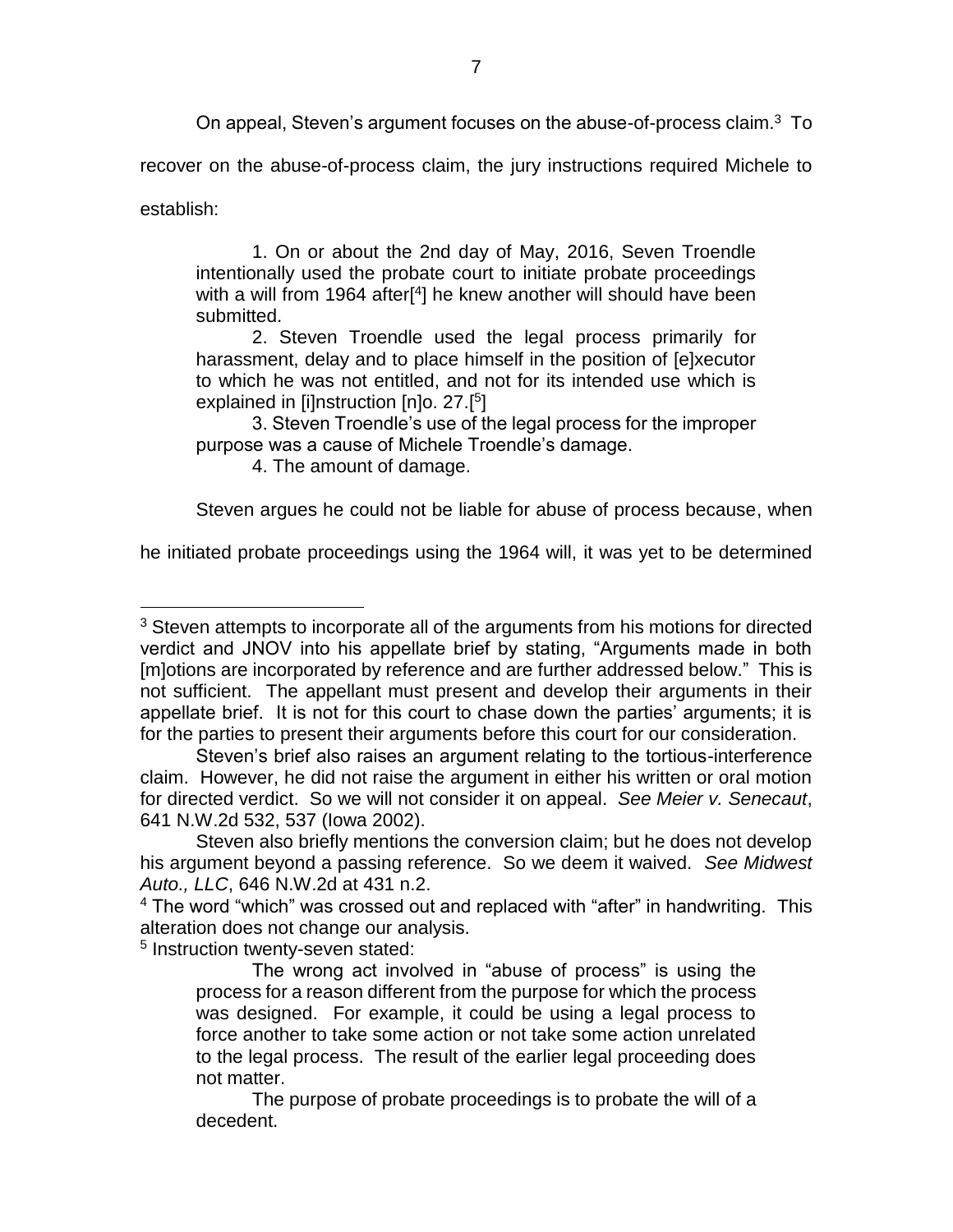On appeal, Steven's argument focuses on the abuse-of-process claim.[3] To recover on the abuse-of-process claim, the jury instructions required Michele to establish:

> 1. On or about the 2nd day of May, 2016, Seven Troendle intentionally used the probate court to initiate probate proceedings with a will from 1964 after[[4]] he knew another will should have been submitted.
>
> 2. Steven Troendle used the legal process primarily for harassment, delay and to place himself in the position of [e]xecutor to which he was not entitled, and not for its intended use which is explained in [i]nstruction [n]o. 27.[[5]]
>
> 3. Steven Troendle's use of the legal process for the improper purpose was a cause of Michele Troendle's damage.
>
> 4. The amount of damage.

Steven argues he could not be liable for abuse of process because, when he initiated probate proceedings using the 1964 will, it was yet to be determined

---

[3] Steven attempts to incorporate all of the arguments from his motions for directed verdict and JNOV into his appellate brief by stating, "Arguments made in both [m]otions are incorporated by reference and are further addressed below." This is not sufficient. The appellant must present and develop their arguments in their appellate brief. It is not for this court to chase down the parties' arguments; it is for the parties to present their arguments before this court for our consideration.

Steven's brief also raises an argument relating to the tortious-interference claim. However, he did not raise the argument in either his written or oral motion for directed verdict. So we will not consider it on appeal. *See Meier v. Senecaut*, 641 N.W.2d 532, 537 (Iowa 2002).

Steven also briefly mentions the conversion claim; but he does not develop his argument beyond a passing reference. So we deem it waived. *See Midwest Auto., LLC*, 646 N.W.2d at 431 n.2.

[4] The word "which" was crossed out and replaced with "after" in handwriting. This alteration does not change our analysis.

[5] Instruction twenty-seven stated:

> The wrong act involved in "abuse of process" is using the process for a reason different from the purpose for which the process was designed. For example, it could be using a legal process to force another to take some action or not take some action unrelated to the legal process. The result of the earlier legal proceeding does not matter.
>
> The purpose of probate proceedings is to probate the will of a decedent.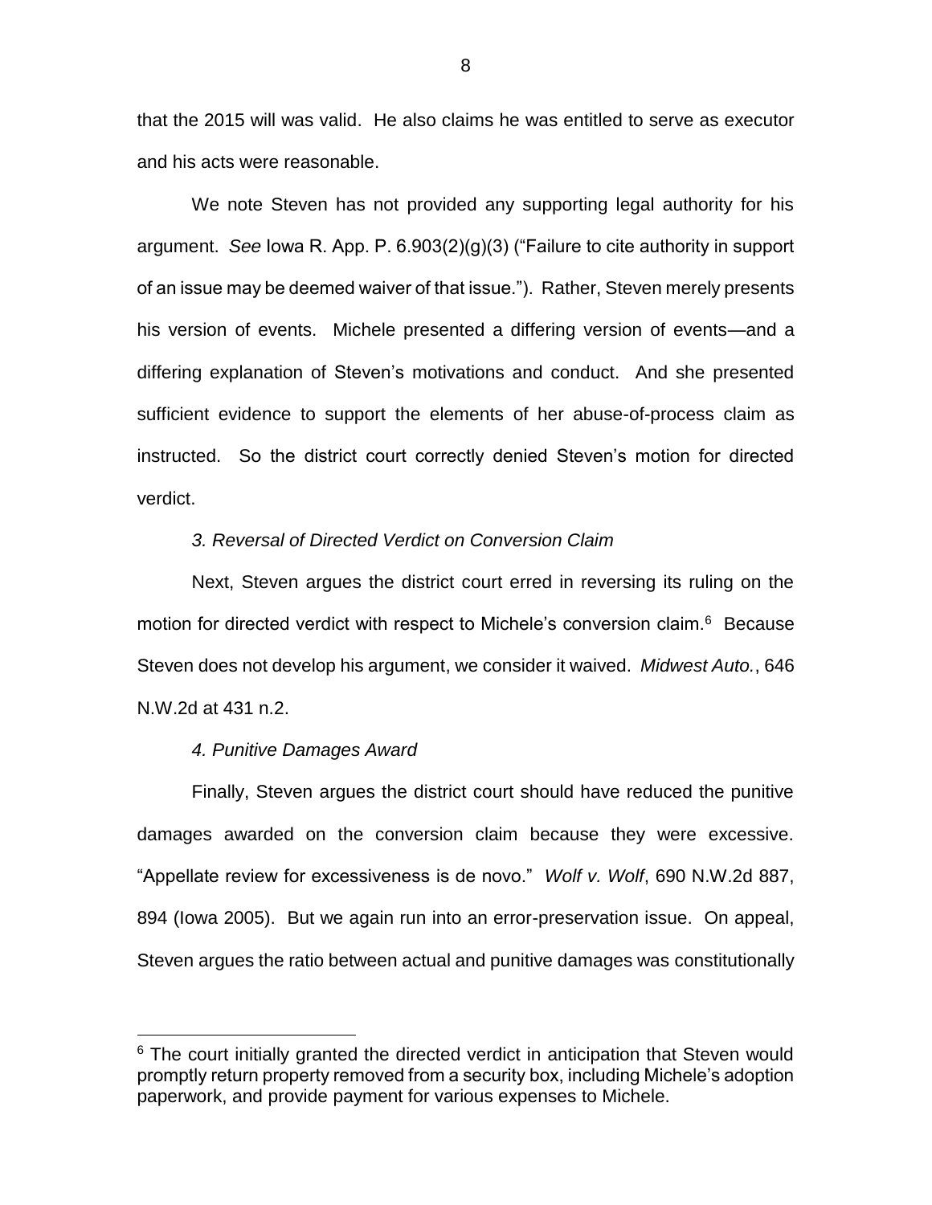that the 2015 will was valid. He also claims he was entitled to serve as executor and his acts were reasonable.

We note Steven has not provided any supporting legal authority for his argument. *See* Iowa R. App. P. 6.903(2)(g)(3) ("Failure to cite authority in support of an issue may be deemed waiver of that issue."). Rather, Steven merely presents his version of events. Michele presented a differing version of events—and a differing explanation of Steven's motivations and conduct. And she presented sufficient evidence to support the elements of her abuse-of-process claim as instructed. So the district court correctly denied Steven's motion for directed verdict.

### *3. Reversal of Directed Verdict on Conversion Claim*

Next, Steven argues the district court erred in reversing its ruling on the motion for directed verdict with respect to Michele's conversion claim.[6] Because Steven does not develop his argument, we consider it waived. *Midwest Auto.*, 646 N.W.2d at 431 n.2.

### *4. Punitive Damages Award*

Finally, Steven argues the district court should have reduced the punitive damages awarded on the conversion claim because they were excessive. "Appellate review for excessiveness is de novo." *Wolf v. Wolf*, 690 N.W.2d 887, 894 (Iowa 2005). But we again run into an error-preservation issue. On appeal, Steven argues the ratio between actual and punitive damages was constitutionally

---

[6] The court initially granted the directed verdict in anticipation that Steven would promptly return property removed from a security box, including Michele's adoption paperwork, and provide payment for various expenses to Michele.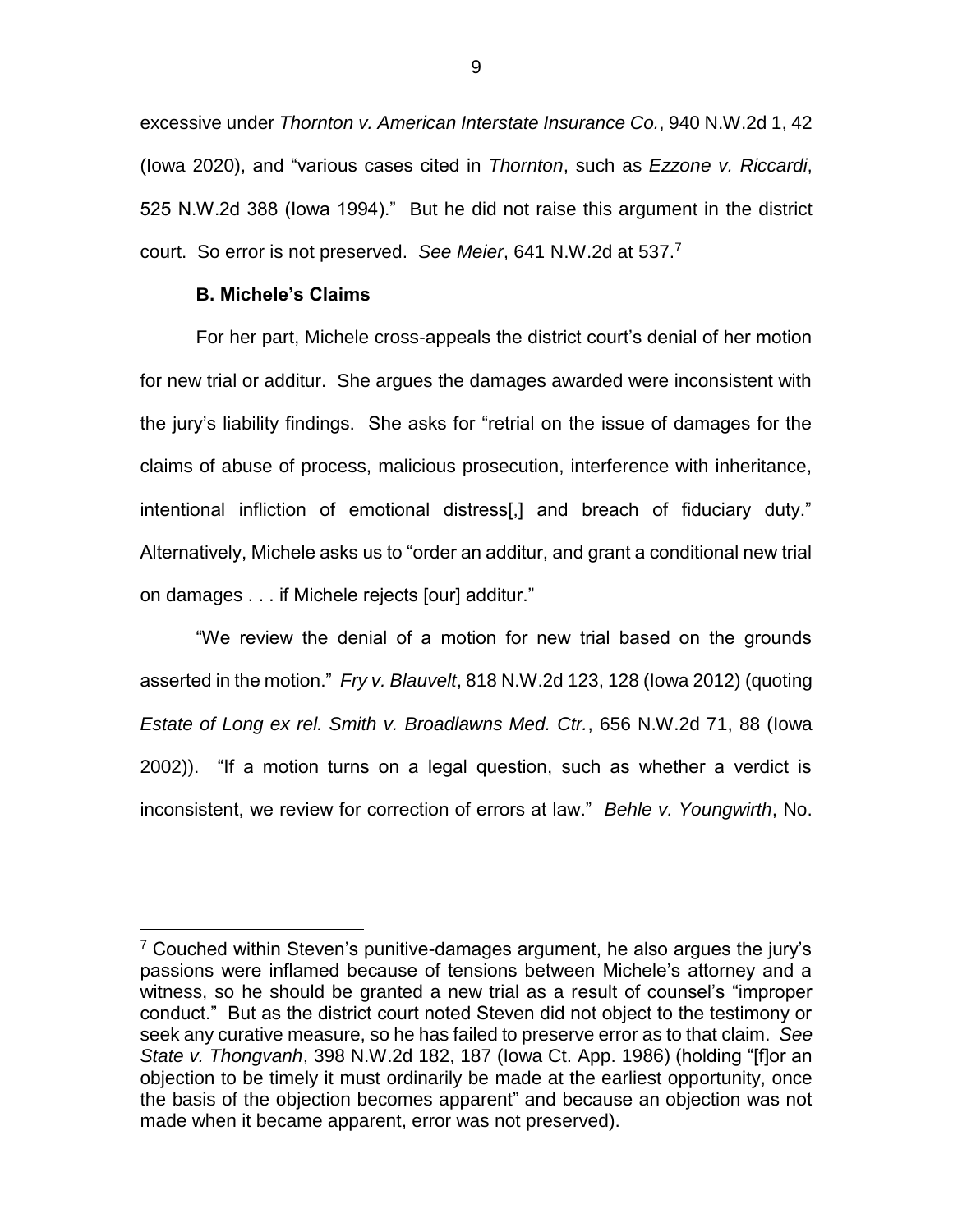excessive under *Thornton v. American Interstate Insurance Co.*, 940 N.W.2d 1, 42 (Iowa 2020), and "various cases cited in *Thornton*, such as *Ezzone v. Riccardi*, 525 N.W.2d 388 (Iowa 1994)." But he did not raise this argument in the district court. So error is not preserved. *See Meier*, 641 N.W.2d at 537.[7]

### B. Michele's Claims

For her part, Michele cross-appeals the district court's denial of her motion for new trial or additur. She argues the damages awarded were inconsistent with the jury's liability findings. She asks for "retrial on the issue of damages for the claims of abuse of process, malicious prosecution, interference with inheritance, intentional infliction of emotional distress[,] and breach of fiduciary duty." Alternatively, Michele asks us to "order an additur, and grant a conditional new trial on damages . . . if Michele rejects [our] additur."

"We review the denial of a motion for new trial based on the grounds asserted in the motion." *Fry v. Blauvelt*, 818 N.W.2d 123, 128 (Iowa 2012) (quoting *Estate of Long ex rel. Smith v. Broadlawns Med. Ctr.*, 656 N.W.2d 71, 88 (Iowa 2002)). "If a motion turns on a legal question, such as whether a verdict is inconsistent, we review for correction of errors at law." *Behle v. Youngwirth*, No.

[7] Couched within Steven's punitive-damages argument, he also argues the jury's passions were inflamed because of tensions between Michele's attorney and a witness, so he should be granted a new trial as a result of counsel's "improper conduct." But as the district court noted Steven did not object to the testimony or seek any curative measure, so he has failed to preserve error as to that claim. *See State v. Thongvanh*, 398 N.W.2d 182, 187 (Iowa Ct. App. 1986) (holding "[f]or an objection to be timely it must ordinarily be made at the earliest opportunity, once the basis of the objection becomes apparent" and because an objection was not made when it became apparent, error was not preserved).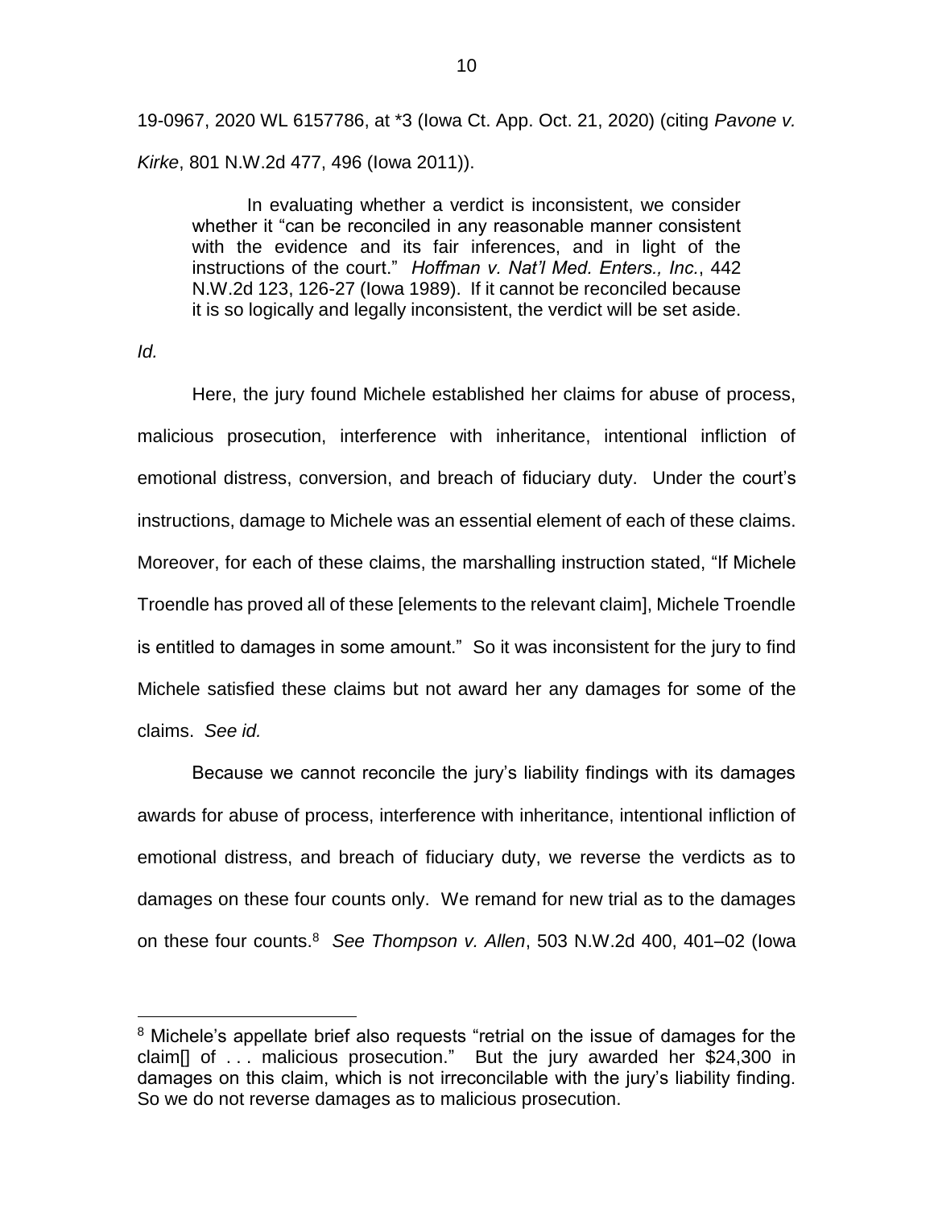19-0967, 2020 WL 6157786, at *3 (Iowa Ct. App. Oct. 21, 2020) (citing *Pavone v. Kirke*, 801 N.W.2d 477, 496 (Iowa 2011)).

> In evaluating whether a verdict is inconsistent, we consider whether it "can be reconciled in any reasonable manner consistent with the evidence and its fair inferences, and in light of the instructions of the court." *Hoffman v. Nat'l Med. Enters., Inc.*, 442 N.W.2d 123, 126-27 (Iowa 1989). If it cannot be reconciled because it is so logically and legally inconsistent, the verdict will be set aside.

*Id.*

Here, the jury found Michele established her claims for abuse of process, malicious prosecution, interference with inheritance, intentional infliction of emotional distress, conversion, and breach of fiduciary duty. Under the court's instructions, damage to Michele was an essential element of each of these claims. Moreover, for each of these claims, the marshalling instruction stated, "If Michele Troendle has proved all of these [elements to the relevant claim], Michele Troendle is entitled to damages in some amount." So it was inconsistent for the jury to find Michele satisfied these claims but not award her any damages for some of the claims. *See id.*

Because we cannot reconcile the jury's liability findings with its damages awards for abuse of process, interference with inheritance, intentional infliction of emotional distress, and breach of fiduciary duty, we reverse the verdicts as to damages on these four counts only. We remand for new trial as to the damages on these four counts.[8] *See Thompson v. Allen*, 503 N.W.2d 400, 401–02 (Iowa

---

[8] Michele's appellate brief also requests "retrial on the issue of damages for the claim[] of . . . malicious prosecution." But the jury awarded her $24,300 in damages on this claim, which is not irreconcilable with the jury's liability finding. So we do not reverse damages as to malicious prosecution.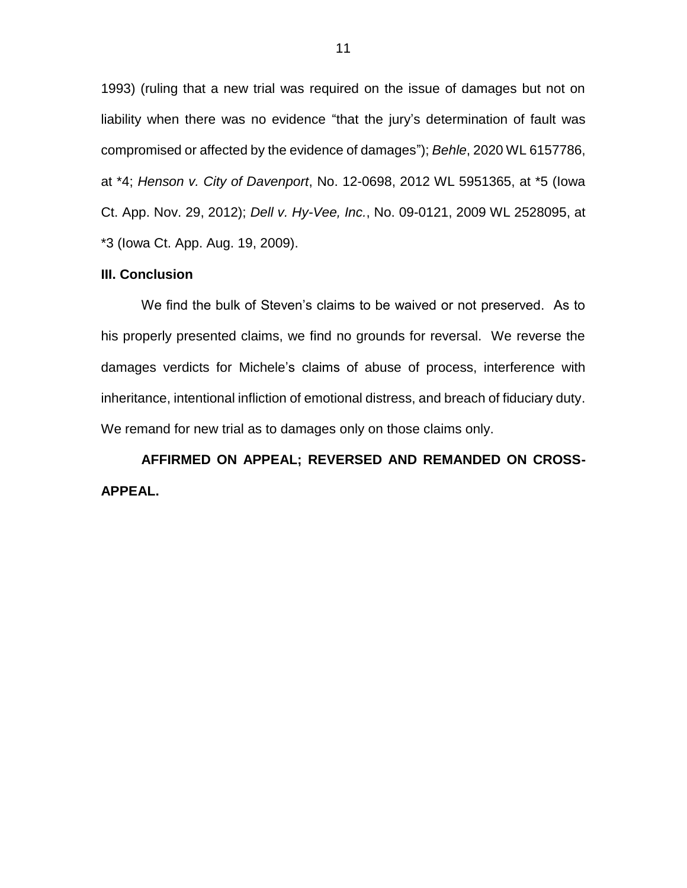1993) (ruling that a new trial was required on the issue of damages but not on liability when there was no evidence "that the jury's determination of fault was compromised or affected by the evidence of damages"); *Behle*, 2020 WL 6157786, at *4; *Henson v. City of Davenport*, No. 12-0698, 2012 WL 5951365, at *5 (Iowa Ct. App. Nov. 29, 2012); *Dell v. Hy-Vee, Inc.*, No. 09-0121, 2009 WL 2528095, at *3 (Iowa Ct. App. Aug. 19, 2009).

### III. Conclusion

We find the bulk of Steven's claims to be waived or not preserved. As to his properly presented claims, we find no grounds for reversal. We reverse the damages verdicts for Michele's claims of abuse of process, interference with inheritance, intentional infliction of emotional distress, and breach of fiduciary duty. We remand for new trial as to damages only on those claims only.

**AFFIRMED ON APPEAL; REVERSED AND REMANDED ON CROSS-APPEAL.**